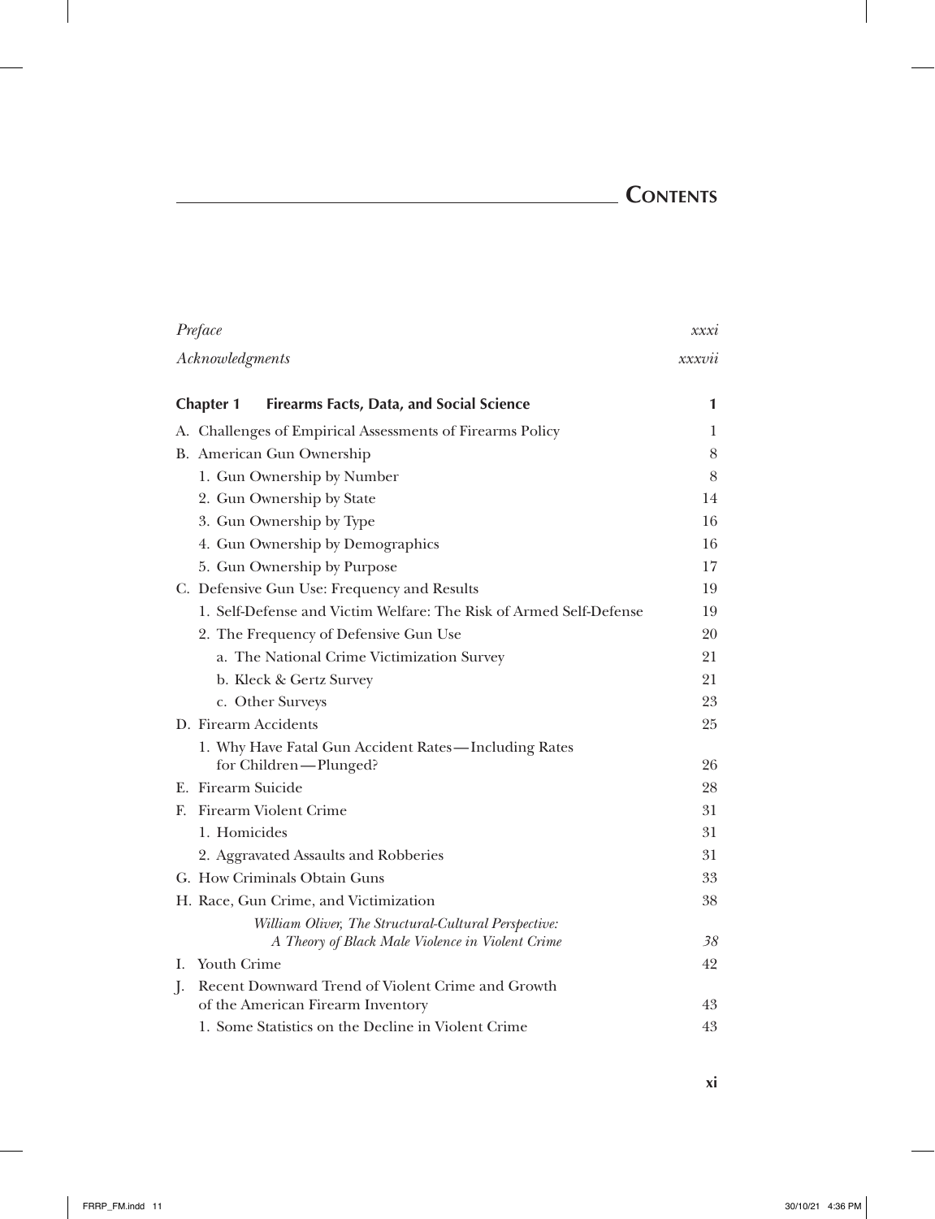# Contents

| | |
|---|---|
| *Preface* | *xxxi* |
| *Acknowledgments* | *xxxvii* |
| **Chapter 1 Firearms Facts, Data, and Social Science** | **1** |
| A. Challenges of Empirical Assessments of Firearms Policy | 1 |
| B. American Gun Ownership | 8 |
| 1. Gun Ownership by Number | 8 |
| 2. Gun Ownership by State | 14 |
| 3. Gun Ownership by Type | 16 |
| 4. Gun Ownership by Demographics | 16 |
| 5. Gun Ownership by Purpose | 17 |
| C. Defensive Gun Use: Frequency and Results | 19 |
| 1. Self-Defense and Victim Welfare: The Risk of Armed Self-Defense | 19 |
| 2. The Frequency of Defensive Gun Use | 20 |
| a. The National Crime Victimization Survey | 21 |
| b. Kleck & Gertz Survey | 21 |
| c. Other Surveys | 23 |
| D. Firearm Accidents | 25 |
| 1. Why Have Fatal Gun Accident Rates—Including Rates for Children—Plunged? | 26 |
| E. Firearm Suicide | 28 |
| F. Firearm Violent Crime | 31 |
| 1. Homicides | 31 |
| 2. Aggravated Assaults and Robberies | 31 |
| G. How Criminals Obtain Guns | 33 |
| H. Race, Gun Crime, and Victimization | 38 |
| *William Oliver, The Structural-Cultural Perspective: A Theory of Black Male Violence in Violent Crime* | *38* |
| I. Youth Crime | 42 |
| J. Recent Downward Trend of Violent Crime and Growth of the American Firearm Inventory | 43 |
| 1. Some Statistics on the Decline in Violent Crime | 43 |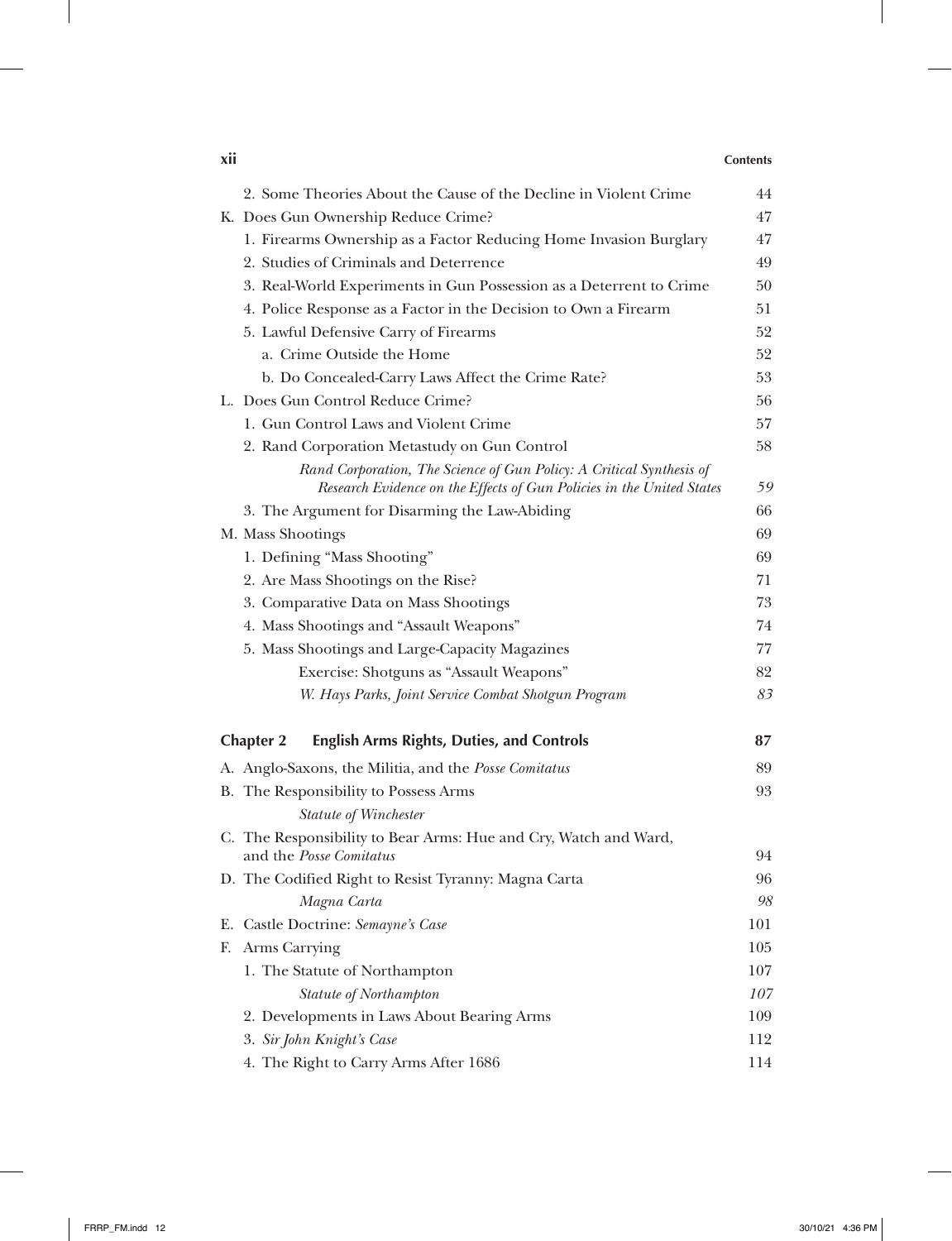2. Some Theories About the Cause of the Decline in Violent Crime 44

K. Does Gun Ownership Reduce Crime? 47

1. Firearms Ownership as a Factor Reducing Home Invasion Burglary 47

2. Studies of Criminals and Deterrence 49

3. Real-World Experiments in Gun Possession as a Deterrent to Crime 50

4. Police Response as a Factor in the Decision to Own a Firearm 51

5. Lawful Defensive Carry of Firearms 52

a. Crime Outside the Home 52

b. Do Concealed-Carry Laws Affect the Crime Rate? 53

L. Does Gun Control Reduce Crime? 56

1. Gun Control Laws and Violent Crime 57

2. Rand Corporation Metastudy on Gun Control 58

*Rand Corporation, The Science of Gun Policy: A Critical Synthesis of Research Evidence on the Effects of Gun Policies in the United States* 59

3. The Argument for Disarming the Law-Abiding 66

M. Mass Shootings 69

1. Defining "Mass Shooting" 69

2. Are Mass Shootings on the Rise? 71

3. Comparative Data on Mass Shootings 73

4. Mass Shootings and "Assault Weapons" 74

5. Mass Shootings and Large-Capacity Magazines 77

Exercise: Shotguns as "Assault Weapons" 82

*W. Hays Parks, Joint Service Combat Shotgun Program* 83

## Chapter 2 English Arms Rights, Duties, and Controls 87

A. Anglo-Saxons, the Militia, and the *Posse Comitatus* 89

B. The Responsibility to Possess Arms 93

*Statute of Winchester*

C. The Responsibility to Bear Arms: Hue and Cry, Watch and Ward, and the *Posse Comitatus* 94

D. The Codified Right to Resist Tyranny: Magna Carta 96

*Magna Carta* 98

E. Castle Doctrine: *Semayne's Case* 101

F. Arms Carrying 105

1. The Statute of Northampton 107

*Statute of Northampton* 107

2. Developments in Laws About Bearing Arms 109

3. *Sir John Knight's Case* 112

4. The Right to Carry Arms After 1686 114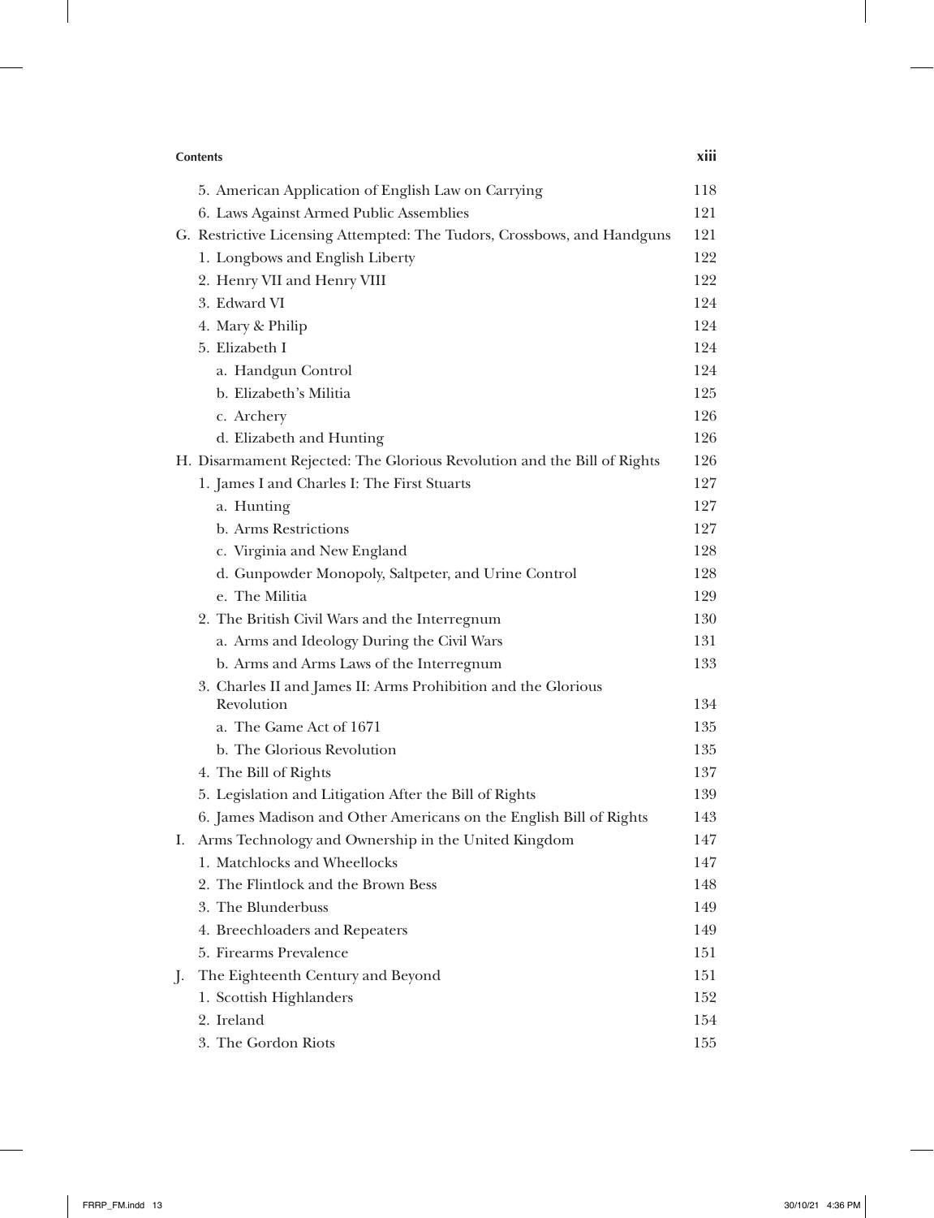5. American Application of English Law on Carrying 118
6. Laws Against Armed Public Assemblies 121

G. Restrictive Licensing Attempted: The Tudors, Crossbows, and Handguns 121
1. Longbows and English Liberty 122
2. Henry VII and Henry VIII 122
3. Edward VI 124
4. Mary & Philip 124
5. Elizabeth I 124
 a. Handgun Control 124
 b. Elizabeth's Militia 125
 c. Archery 126
 d. Elizabeth and Hunting 126

H. Disarmament Rejected: The Glorious Revolution and the Bill of Rights 126
1. James I and Charles I: The First Stuarts 127
 a. Hunting 127
 b. Arms Restrictions 127
 c. Virginia and New England 128
 d. Gunpowder Monopoly, Saltpeter, and Urine Control 128
 e. The Militia 129
2. The British Civil Wars and the Interregnum 130
 a. Arms and Ideology During the Civil Wars 131
 b. Arms and Arms Laws of the Interregnum 133
3. Charles II and James II: Arms Prohibition and the Glorious Revolution 134
 a. The Game Act of 1671 135
 b. The Glorious Revolution 135
4. The Bill of Rights 137
5. Legislation and Litigation After the Bill of Rights 139
6. James Madison and Other Americans on the English Bill of Rights 143

I. Arms Technology and Ownership in the United Kingdom 147
1. Matchlocks and Wheellocks 147
2. The Flintlock and the Brown Bess 148
3. The Blunderbuss 149
4. Breechloaders and Repeaters 149
5. Firearms Prevalence 151

J. The Eighteenth Century and Beyond 151
1. Scottish Highlanders 152
2. Ireland 154
3. The Gordon Riots 155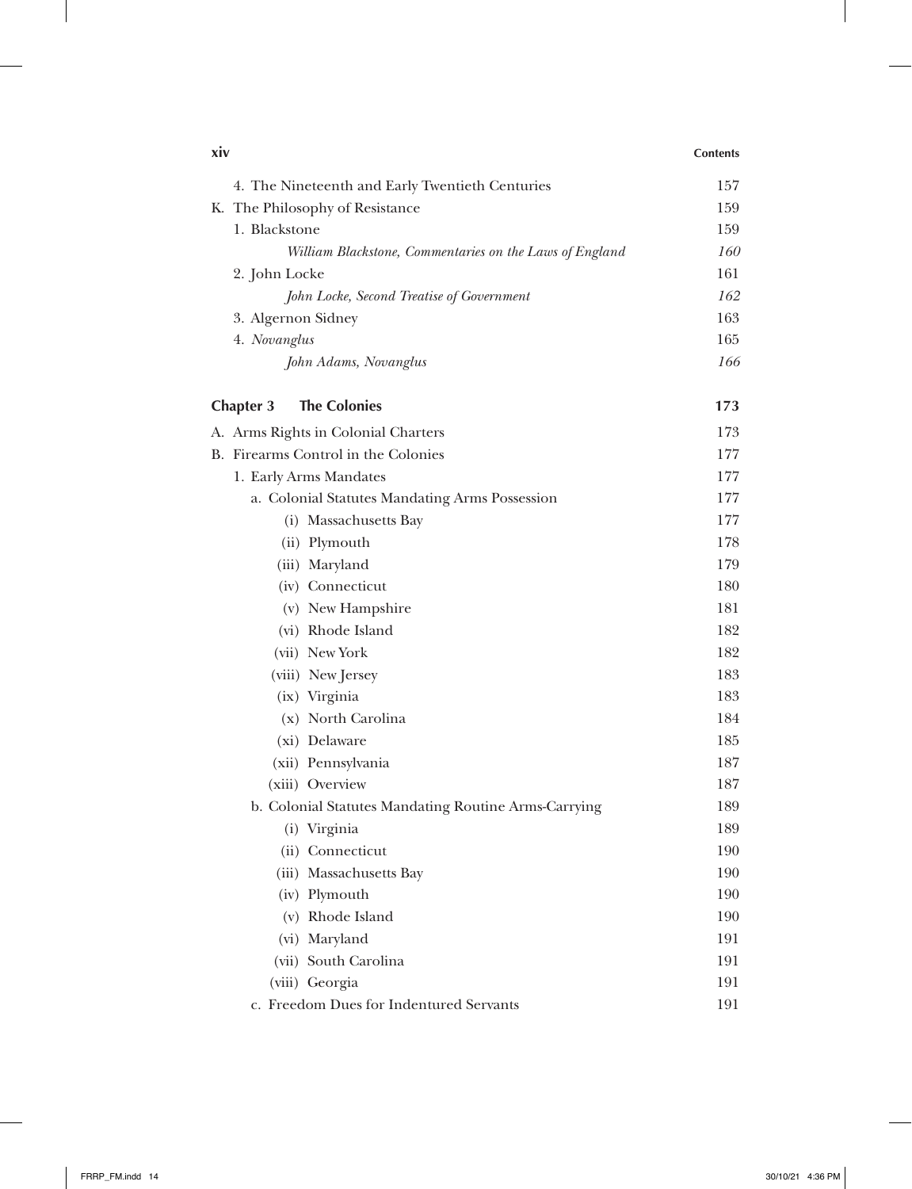4. The Nineteenth and Early Twentieth Centuries 157

K. The Philosophy of Resistance 159

1. Blackstone 159

*William Blackstone, Commentaries on the Laws of England* *160*

2. John Locke 161

*John Locke, Second Treatise of Government* *162*

3. Algernon Sidney 163

4. *Novanglus* 165

*John Adams, Novanglus* *166*

**Chapter 3 The Colonies** **173**

A. Arms Rights in Colonial Charters 173

B. Firearms Control in the Colonies 177

1. Early Arms Mandates 177

a. Colonial Statutes Mandating Arms Possession 177

(i) Massachusetts Bay 177

(ii) Plymouth 178

(iii) Maryland 179

(iv) Connecticut 180

(v) New Hampshire 181

(vi) Rhode Island 182

(vii) New York 182

(viii) New Jersey 183

(ix) Virginia 183

(x) North Carolina 184

(xi) Delaware 185

(xii) Pennsylvania 187

(xiii) Overview 187

b. Colonial Statutes Mandating Routine Arms-Carrying 189

(i) Virginia 189

(ii) Connecticut 190

(iii) Massachusetts Bay 190

(iv) Plymouth 190

(v) Rhode Island 190

(vi) Maryland 191

(vii) South Carolina 191

(viii) Georgia 191

c. Freedom Dues for Indentured Servants 191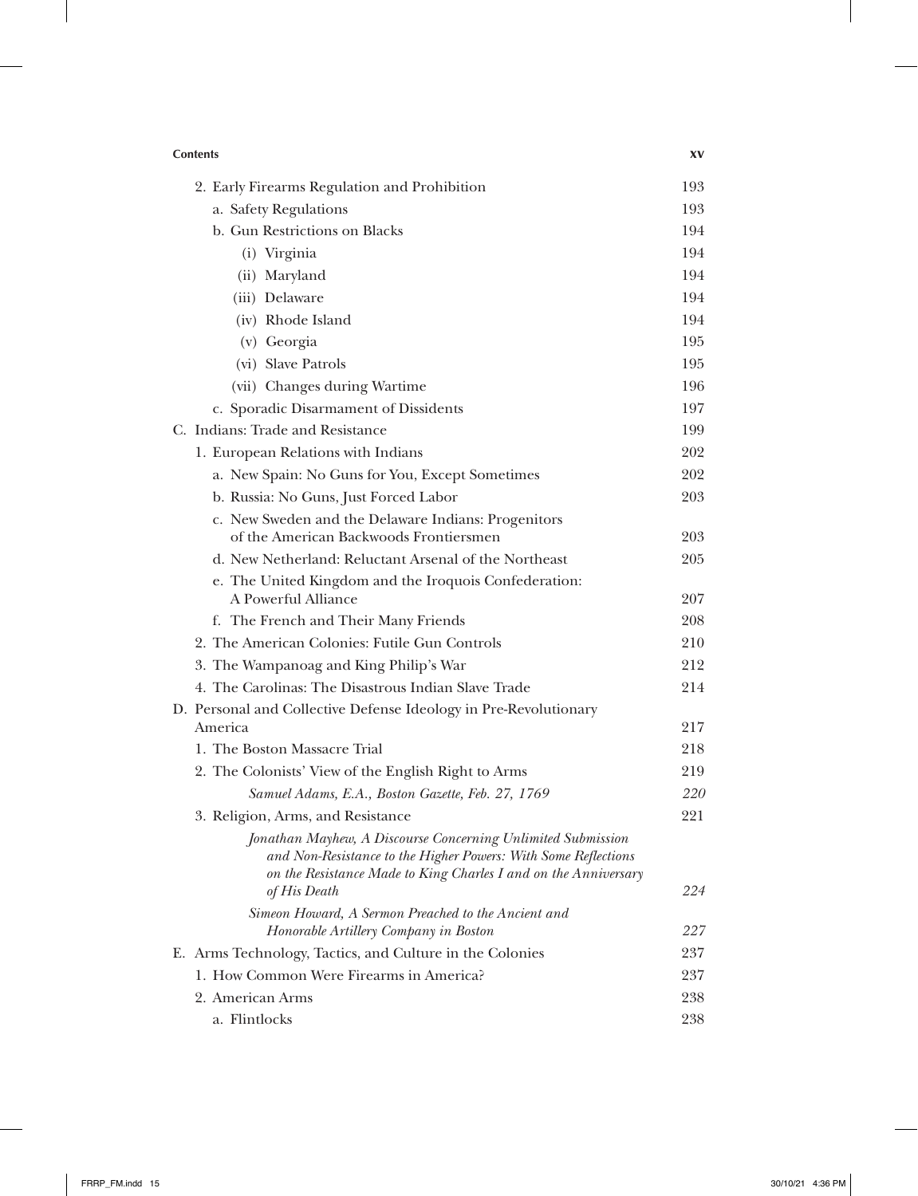**Contents**

2. Early Firearms Regulation and Prohibition 193
   a. Safety Regulations 193
   b. Gun Restrictions on Blacks 194
      (i) Virginia 194
      (ii) Maryland 194
      (iii) Delaware 194
      (iv) Rhode Island 194
      (v) Georgia 195
      (vi) Slave Patrols 195
      (vii) Changes during Wartime 196
   c. Sporadic Disarmament of Dissidents 197

C. Indians: Trade and Resistance 199
1. European Relations with Indians 202
   a. New Spain: No Guns for You, Except Sometimes 202
   b. Russia: No Guns, Just Forced Labor 203
   c. New Sweden and the Delaware Indians: Progenitors of the American Backwoods Frontiersmen 203
   d. New Netherland: Reluctant Arsenal of the Northeast 205
   e. The United Kingdom and the Iroquois Confederation: A Powerful Alliance 207
   f. The French and Their Many Friends 208
2. The American Colonies: Futile Gun Controls 210
3. The Wampanoag and King Philip's War 212
4. The Carolinas: The Disastrous Indian Slave Trade 214

D. Personal and Collective Defense Ideology in Pre-Revolutionary America 217
1. The Boston Massacre Trial 218
2. The Colonists' View of the English Right to Arms 219
   *Samuel Adams, E.A., Boston Gazette, Feb. 27, 1769* *220*
3. Religion, Arms, and Resistance 221
   *Jonathan Mayhew, A Discourse Concerning Unlimited Submission and Non-Resistance to the Higher Powers: With Some Reflections on the Resistance Made to King Charles I and on the Anniversary of His Death* *224*
   *Simeon Howard, A Sermon Preached to the Ancient and Honorable Artillery Company in Boston* *227*

E. Arms Technology, Tactics, and Culture in the Colonies 237
1. How Common Were Firearms in America? 237
2. American Arms 238
   a. Flintlocks 238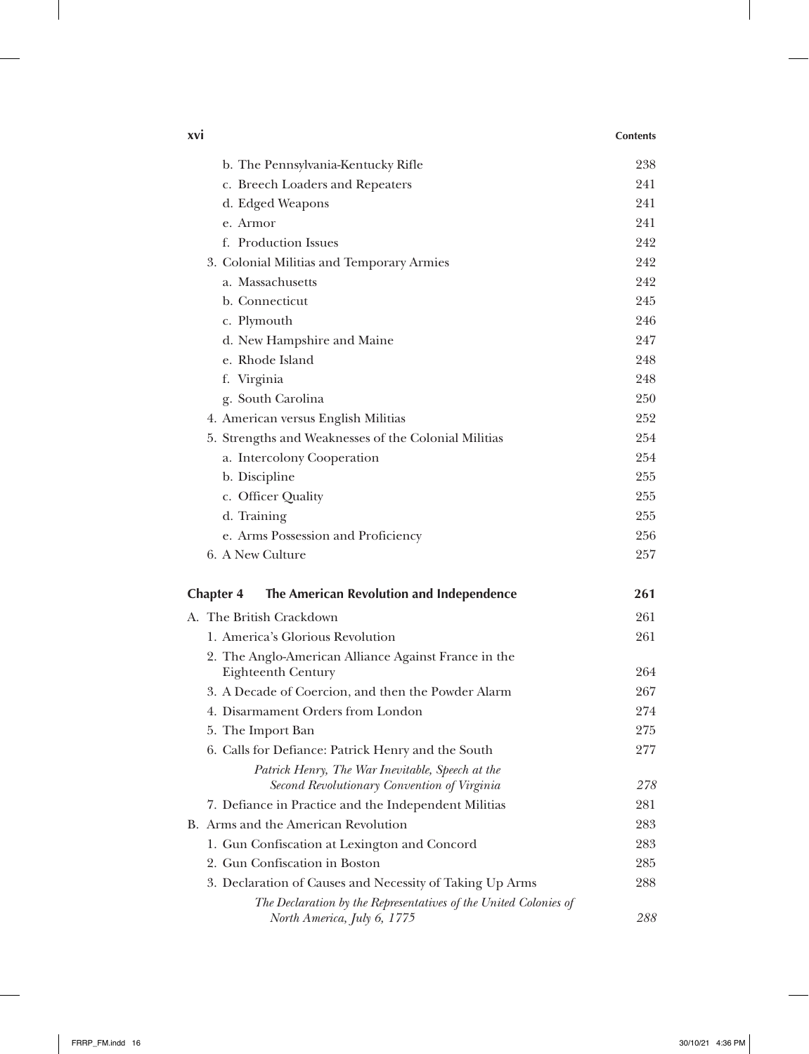| | |
|---|---|
| b. The Pennsylvania-Kentucky Rifle | 238 |
| c. Breech Loaders and Repeaters | 241 |
| d. Edged Weapons | 241 |
| e. Armor | 241 |
| f. Production Issues | 242 |
| 3. Colonial Militias and Temporary Armies | 242 |
| a. Massachusetts | 242 |
| b. Connecticut | 245 |
| c. Plymouth | 246 |
| d. New Hampshire and Maine | 247 |
| e. Rhode Island | 248 |
| f. Virginia | 248 |
| g. South Carolina | 250 |
| 4. American versus English Militias | 252 |
| 5. Strengths and Weaknesses of the Colonial Militias | 254 |
| a. Intercolony Cooperation | 254 |
| b. Discipline | 255 |
| c. Officer Quality | 255 |
| d. Training | 255 |
| e. Arms Possession and Proficiency | 256 |
| 6. A New Culture | 257 |

## Chapter 4 The American Revolution and Independence — 261

| | |
|---|---|
| A. The British Crackdown | 261 |
| 1. America's Glorious Revolution | 261 |
| 2. The Anglo-American Alliance Against France in the Eighteenth Century | 264 |
| 3. A Decade of Coercion, and then the Powder Alarm | 267 |
| 4. Disarmament Orders from London | 274 |
| 5. The Import Ban | 275 |
| 6. Calls for Defiance: Patrick Henry and the South | 277 |
| *Patrick Henry, The War Inevitable, Speech at the Second Revolutionary Convention of Virginia* | *278* |
| 7. Defiance in Practice and the Independent Militias | 281 |
| B. Arms and the American Revolution | 283 |
| 1. Gun Confiscation at Lexington and Concord | 283 |
| 2. Gun Confiscation in Boston | 285 |
| 3. Declaration of Causes and Necessity of Taking Up Arms | 288 |
| *The Declaration by the Representatives of the United Colonies of North America, July 6, 1775* | *288* |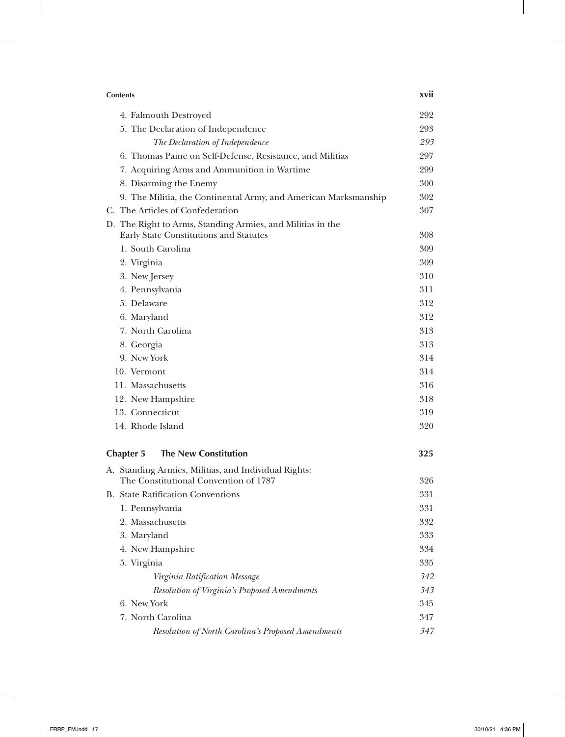| | |
|---|---|
| 4. Falmouth Destroyed | 292 |
| 5. The Declaration of Independence | 293 |
| *The Declaration of Independence* | *293* |
| 6. Thomas Paine on Self-Defense, Resistance, and Militias | 297 |
| 7. Acquiring Arms and Ammunition in Wartime | 299 |
| 8. Disarming the Enemy | 300 |
| 9. The Militia, the Continental Army, and American Marksmanship | 302 |
| C. The Articles of Confederation | 307 |
| D. The Right to Arms, Standing Armies, and Militias in the Early State Constitutions and Statutes | 308 |
| 1. South Carolina | 309 |
| 2. Virginia | 309 |
| 3. New Jersey | 310 |
| 4. Pennsylvania | 311 |
| 5. Delaware | 312 |
| 6. Maryland | 312 |
| 7. North Carolina | 313 |
| 8. Georgia | 313 |
| 9. New York | 314 |
| 10. Vermont | 314 |
| 11. Massachusetts | 316 |
| 12. New Hampshire | 318 |
| 13. Connecticut | 319 |
| 14. Rhode Island | 320 |
| **Chapter 5 The New Constitution** | **325** |
| A. Standing Armies, Militias, and Individual Rights: The Constitutional Convention of 1787 | 326 |
| B. State Ratification Conventions | 331 |
| 1. Pennsylvania | 331 |
| 2. Massachusetts | 332 |
| 3. Maryland | 333 |
| 4. New Hampshire | 334 |
| 5. Virginia | 335 |
| *Virginia Ratification Message* | *342* |
| *Resolution of Virginia's Proposed Amendments* | *343* |
| 6. New York | 345 |
| 7. North Carolina | 347 |
| *Resolution of North Carolina's Proposed Amendments* | *347* |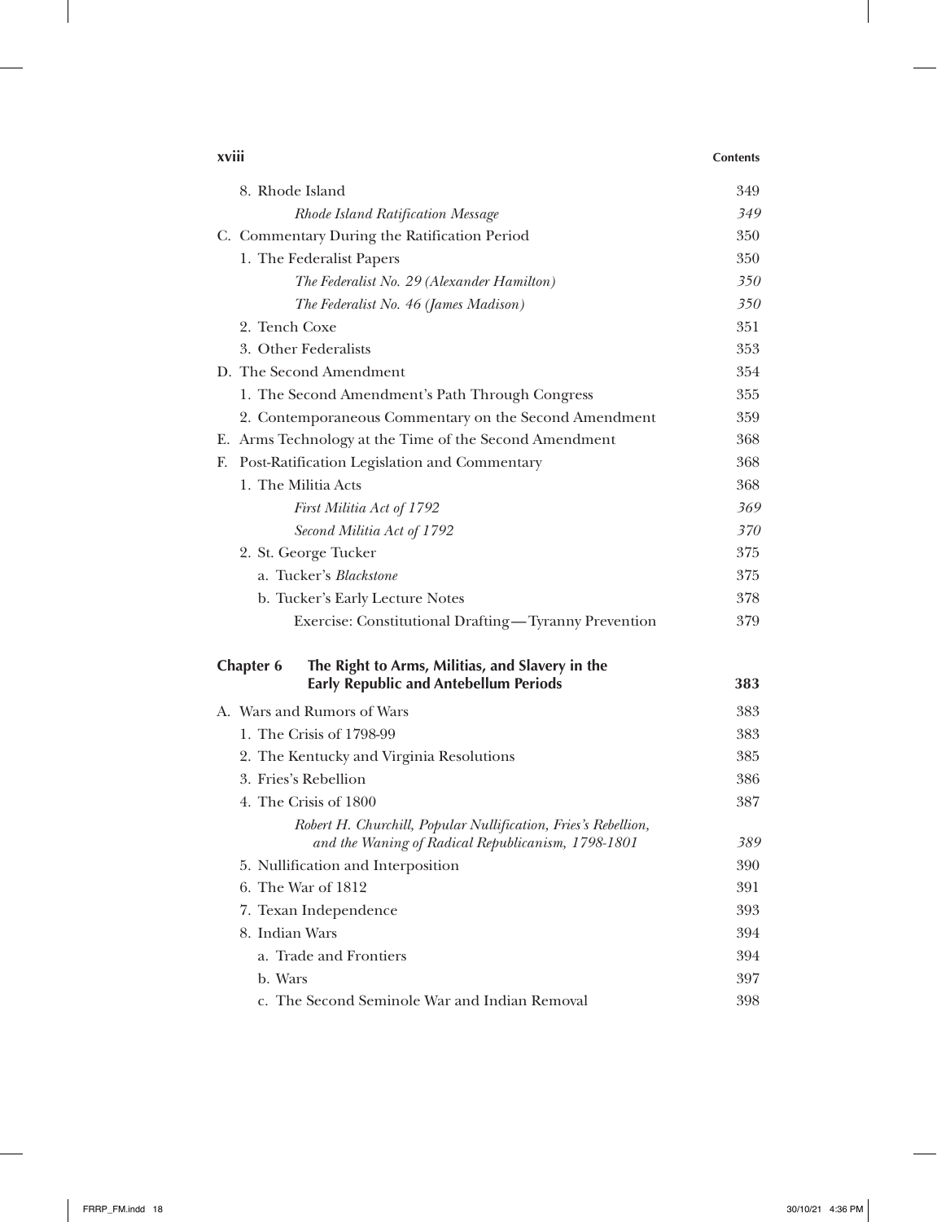| | |
|---|---|
| 8. Rhode Island | 349 |
| *Rhode Island Ratification Message* | *349* |
| C. Commentary During the Ratification Period | 350 |
| 1. The Federalist Papers | 350 |
| *The Federalist No. 29 (Alexander Hamilton)* | *350* |
| *The Federalist No. 46 (James Madison)* | *350* |
| 2. Tench Coxe | 351 |
| 3. Other Federalists | 353 |
| D. The Second Amendment | 354 |
| 1. The Second Amendment's Path Through Congress | 355 |
| 2. Contemporaneous Commentary on the Second Amendment | 359 |
| E. Arms Technology at the Time of the Second Amendment | 368 |
| F. Post-Ratification Legislation and Commentary | 368 |
| 1. The Militia Acts | 368 |
| *First Militia Act of 1792* | *369* |
| *Second Militia Act of 1792* | *370* |
| 2. St. George Tucker | 375 |
| a. Tucker's *Blackstone* | 375 |
| b. Tucker's Early Lecture Notes | 378 |
| Exercise: Constitutional Drafting—Tyranny Prevention | 379 |

## Chapter 6 The Right to Arms, Militias, and Slavery in the Early Republic and Antebellum Periods — 383

| | |
|---|---|
| A. Wars and Rumors of Wars | 383 |
| 1. The Crisis of 1798-99 | 383 |
| 2. The Kentucky and Virginia Resolutions | 385 |
| 3. Fries's Rebellion | 386 |
| 4. The Crisis of 1800 | 387 |
| *Robert H. Churchill, Popular Nullification, Fries's Rebellion, and the Waning of Radical Republicanism, 1798-1801* | *389* |
| 5. Nullification and Interposition | 390 |
| 6. The War of 1812 | 391 |
| 7. Texan Independence | 393 |
| 8. Indian Wars | 394 |
| a. Trade and Frontiers | 394 |
| b. Wars | 397 |
| c. The Second Seminole War and Indian Removal | 398 |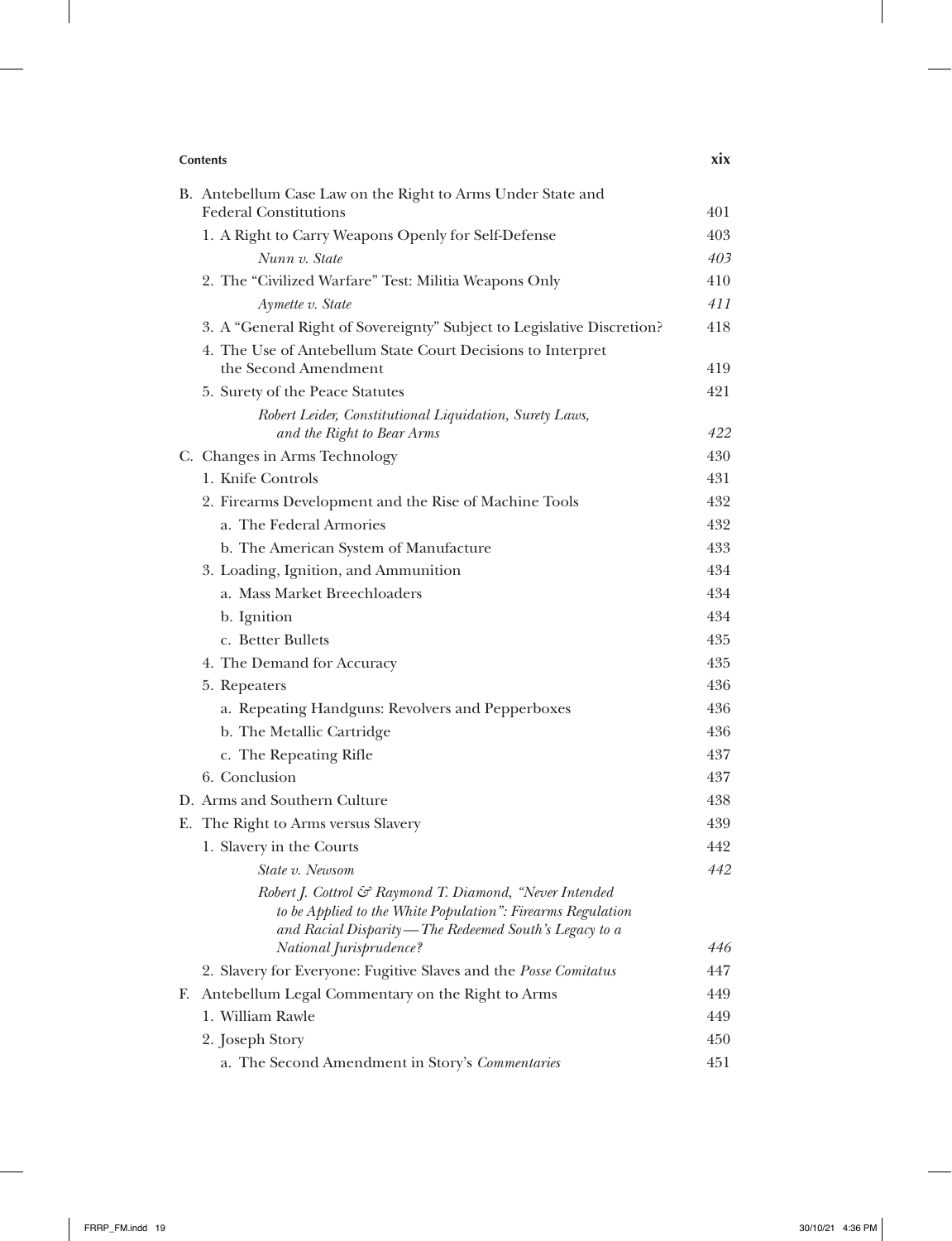B. Antebellum Case Law on the Right to Arms Under State and Federal Constitutions 401
   1. A Right to Carry Weapons Openly for Self-Defense 403
      *Nunn v. State* *403*
   2. The "Civilized Warfare" Test: Militia Weapons Only 410
      *Aymette v. State* *411*
   3. A "General Right of Sovereignty" Subject to Legislative Discretion? 418
   4. The Use of Antebellum State Court Decisions to Interpret the Second Amendment 419
   5. Surety of the Peace Statutes 421
      *Robert Leider, Constitutional Liquidation, Surety Laws, and the Right to Bear Arms* *422*

C. Changes in Arms Technology 430
   1. Knife Controls 431
   2. Firearms Development and the Rise of Machine Tools 432
      a. The Federal Armories 432
      b. The American System of Manufacture 433
   3. Loading, Ignition, and Ammunition 434
      a. Mass Market Breechloaders 434
      b. Ignition 434
      c. Better Bullets 435
   4. The Demand for Accuracy 435
   5. Repeaters 436
      a. Repeating Handguns: Revolvers and Pepperboxes 436
      b. The Metallic Cartridge 436
      c. The Repeating Rifle 437
   6. Conclusion 437

D. Arms and Southern Culture 438

E. The Right to Arms versus Slavery 439
   1. Slavery in the Courts 442
      *State v. Newsom* *442*
      *Robert J. Cottrol & Raymond T. Diamond, "Never Intended to be Applied to the White Population": Firearms Regulation and Racial Disparity—The Redeemed South's Legacy to a National Jurisprudence?* *446*
   2. Slavery for Everyone: Fugitive Slaves and the *Posse Comitatus* 447

F. Antebellum Legal Commentary on the Right to Arms 449
   1. William Rawle 449
   2. Joseph Story 450
      a. The Second Amendment in Story's *Commentaries* 451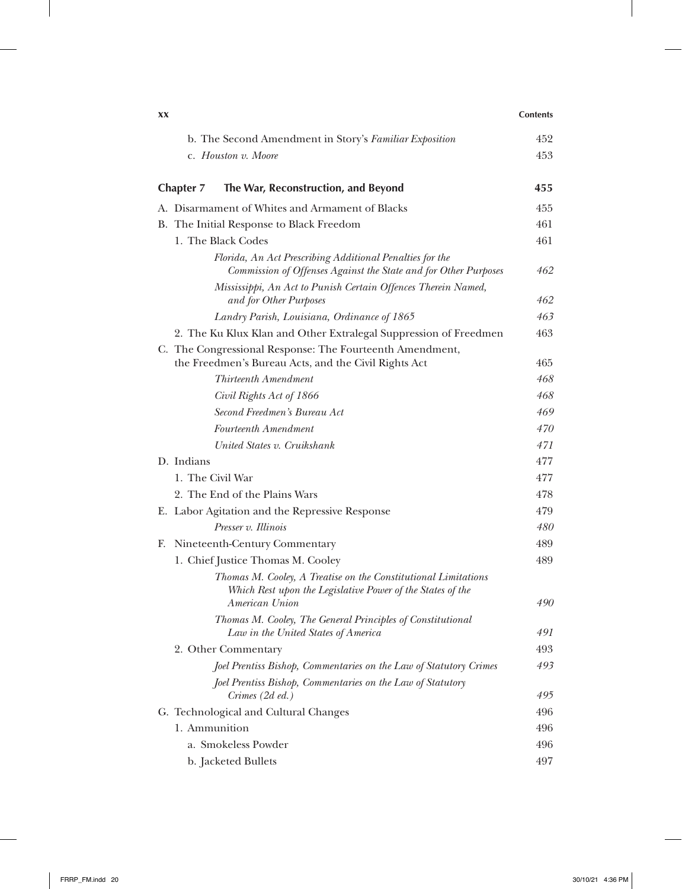b. The Second Amendment in Story's *Familiar Exposition* 452

c. *Houston v. Moore* 453

## Chapter 7 The War, Reconstruction, and Beyond 455

A. Disarmament of Whites and Armament of Blacks 455

B. The Initial Response to Black Freedom 461

1. The Black Codes 461

*Florida, An Act Prescribing Additional Penalties for the Commission of Offenses Against the State and for Other Purposes* 462

*Mississippi, An Act to Punish Certain Offences Therein Named, and for Other Purposes* 462

*Landry Parish, Louisiana, Ordinance of 1865* 463

2. The Ku Klux Klan and Other Extralegal Suppression of Freedmen 463

C. The Congressional Response: The Fourteenth Amendment, the Freedmen's Bureau Acts, and the Civil Rights Act 465

*Thirteenth Amendment* 468

*Civil Rights Act of 1866* 468

*Second Freedmen's Bureau Act* 469

*Fourteenth Amendment* 470

*United States v. Cruikshank* 471

D. Indians 477

1. The Civil War 477

2. The End of the Plains Wars 478

E. Labor Agitation and the Repressive Response 479

*Presser v. Illinois* 480

F. Nineteenth-Century Commentary 489

1. Chief Justice Thomas M. Cooley 489

*Thomas M. Cooley, A Treatise on the Constitutional Limitations Which Rest upon the Legislative Power of the States of the American Union* 490

*Thomas M. Cooley, The General Principles of Constitutional Law in the United States of America* 491

2. Other Commentary 493

*Joel Prentiss Bishop, Commentaries on the Law of Statutory Crimes* 493

*Joel Prentiss Bishop, Commentaries on the Law of Statutory Crimes (2d ed.)* 495

G. Technological and Cultural Changes 496

1. Ammunition 496

a. Smokeless Powder 496

b. Jacketed Bullets 497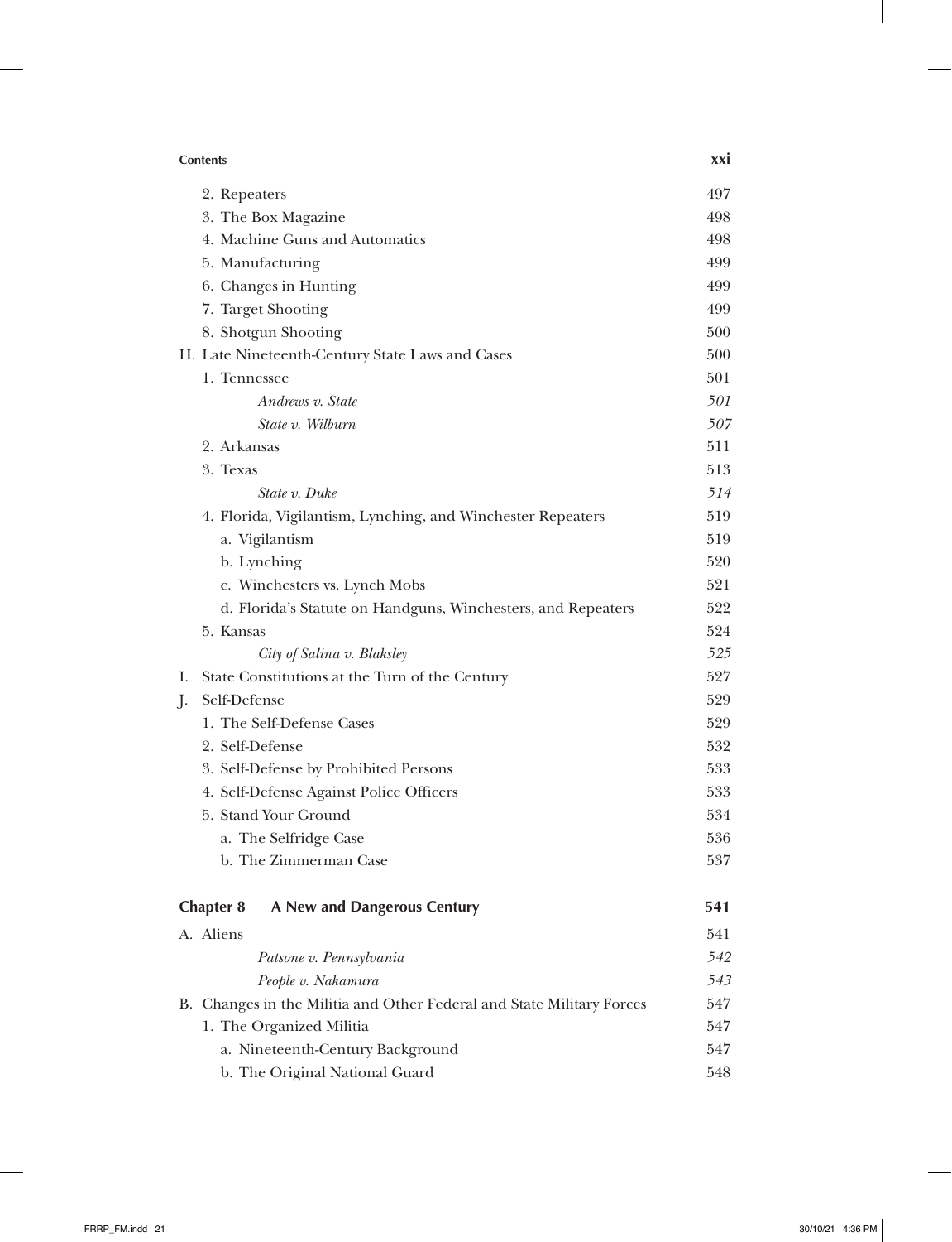| | |
|---|---|
| 2. Repeaters | 497 |
| 3. The Box Magazine | 498 |
| 4. Machine Guns and Automatics | 498 |
| 5. Manufacturing | 499 |
| 6. Changes in Hunting | 499 |
| 7. Target Shooting | 499 |
| 8. Shotgun Shooting | 500 |
| H. Late Nineteenth-Century State Laws and Cases | 500 |
| 1. Tennessee | 501 |
| *Andrews v. State* | *501* |
| *State v. Wilburn* | *507* |
| 2. Arkansas | 511 |
| 3. Texas | 513 |
| *State v. Duke* | *514* |
| 4. Florida, Vigilantism, Lynching, and Winchester Repeaters | 519 |
| a. Vigilantism | 519 |
| b. Lynching | 520 |
| c. Winchesters vs. Lynch Mobs | 521 |
| d. Florida's Statute on Handguns, Winchesters, and Repeaters | 522 |
| 5. Kansas | 524 |
| *City of Salina v. Blaksley* | *525* |
| I. State Constitutions at the Turn of the Century | 527 |
| J. Self-Defense | 529 |
| 1. The Self-Defense Cases | 529 |
| 2. Self-Defense | 532 |
| 3. Self-Defense by Prohibited Persons | 533 |
| 4. Self-Defense Against Police Officers | 533 |
| 5. Stand Your Ground | 534 |
| a. The Selfridge Case | 536 |
| b. The Zimmerman Case | 537 |
| **Chapter 8 A New and Dangerous Century** | **541** |
| A. Aliens | 541 |
| *Patsone v. Pennsylvania* | *542* |
| *People v. Nakamura* | *543* |
| B. Changes in the Militia and Other Federal and State Military Forces | 547 |
| 1. The Organized Militia | 547 |
| a. Nineteenth-Century Background | 547 |
| b. The Original National Guard | 548 |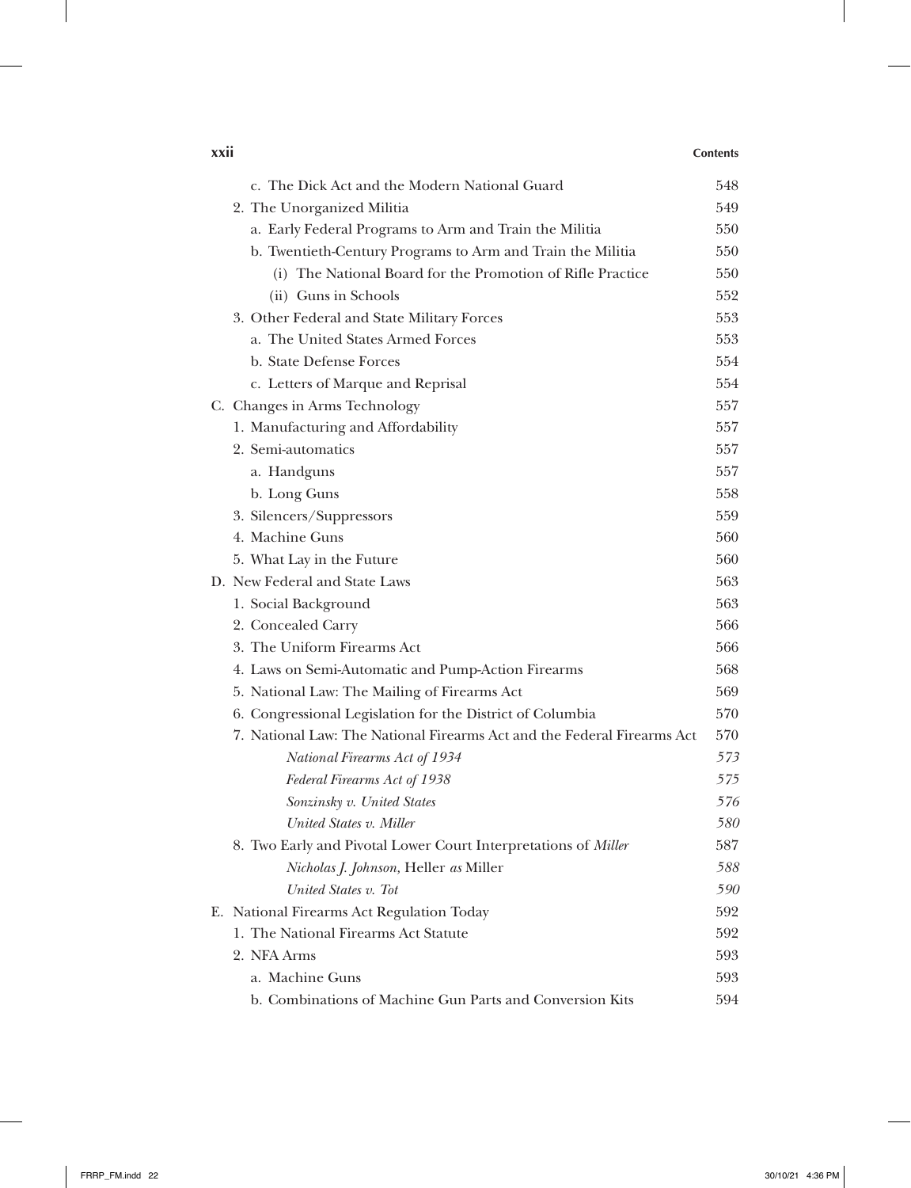c. The Dick Act and the Modern National Guard 548
2. The Unorganized Militia 549
a. Early Federal Programs to Arm and Train the Militia 550
b. Twentieth-Century Programs to Arm and Train the Militia 550
(i) The National Board for the Promotion of Rifle Practice 550
(ii) Guns in Schools 552
3. Other Federal and State Military Forces 553
a. The United States Armed Forces 553
b. State Defense Forces 554
c. Letters of Marque and Reprisal 554

C. Changes in Arms Technology 557
1. Manufacturing and Affordability 557
2. Semi-automatics 557
a. Handguns 557
b. Long Guns 558
3. Silencers/Suppressors 559
4. Machine Guns 560
5. What Lay in the Future 560

D. New Federal and State Laws 563
1. Social Background 563
2. Concealed Carry 566
3. The Uniform Firearms Act 566
4. Laws on Semi-Automatic and Pump-Action Firearms 568
5. National Law: The Mailing of Firearms Act 569
6. Congressional Legislation for the District of Columbia 570
7. National Law: The National Firearms Act and the Federal Firearms Act 570
*National Firearms Act of 1934* 573
*Federal Firearms Act of 1938* 575
*Sonzinsky v. United States* 576
*United States v. Miller* 580
8. Two Early and Pivotal Lower Court Interpretations of *Miller* 587
*Nicholas J. Johnson,* Heller *as* Miller 588
*United States v. Tot* 590

E. National Firearms Act Regulation Today 592
1. The National Firearms Act Statute 592
2. NFA Arms 593
a. Machine Guns 593
b. Combinations of Machine Gun Parts and Conversion Kits 594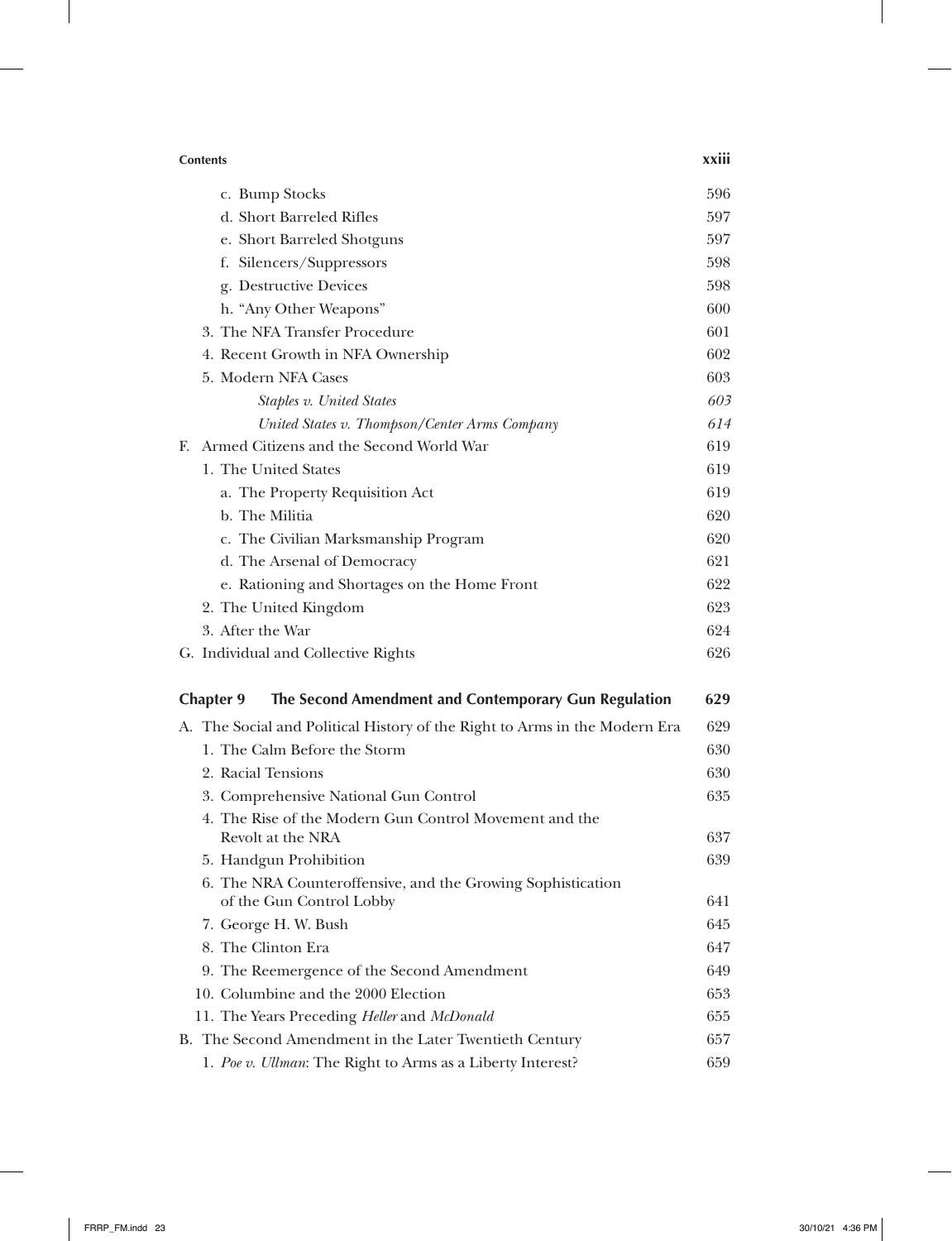c. Bump Stocks 596
d. Short Barreled Rifles 597
e. Short Barreled Shotguns 597
f. Silencers/Suppressors 598
g. Destructive Devices 598
h. "Any Other Weapons" 600
3. The NFA Transfer Procedure 601
4. Recent Growth in NFA Ownership 602
5. Modern NFA Cases 603
*Staples v. United States* *603*
*United States v. Thompson/Center Arms Company* *614*
F. Armed Citizens and the Second World War 619
1. The United States 619
a. The Property Requisition Act 619
b. The Militia 620
c. The Civilian Marksmanship Program 620
d. The Arsenal of Democracy 621
e. Rationing and Shortages on the Home Front 622
2. The United Kingdom 623
3. After the War 624
G. Individual and Collective Rights 626

**Chapter 9 The Second Amendment and Contemporary Gun Regulation 629**

A. The Social and Political History of the Right to Arms in the Modern Era 629
1. The Calm Before the Storm 630
2. Racial Tensions 630
3. Comprehensive National Gun Control 635
4. The Rise of the Modern Gun Control Movement and the Revolt at the NRA 637
5. Handgun Prohibition 639
6. The NRA Counteroffensive, and the Growing Sophistication of the Gun Control Lobby 641
7. George H. W. Bush 645
8. The Clinton Era 647
9. The Reemergence of the Second Amendment 649
10. Columbine and the 2000 Election 653
11. The Years Preceding *Heller* and *McDonald* 655
B. The Second Amendment in the Later Twentieth Century 657
1. *Poe v. Ullman*: The Right to Arms as a Liberty Interest? 659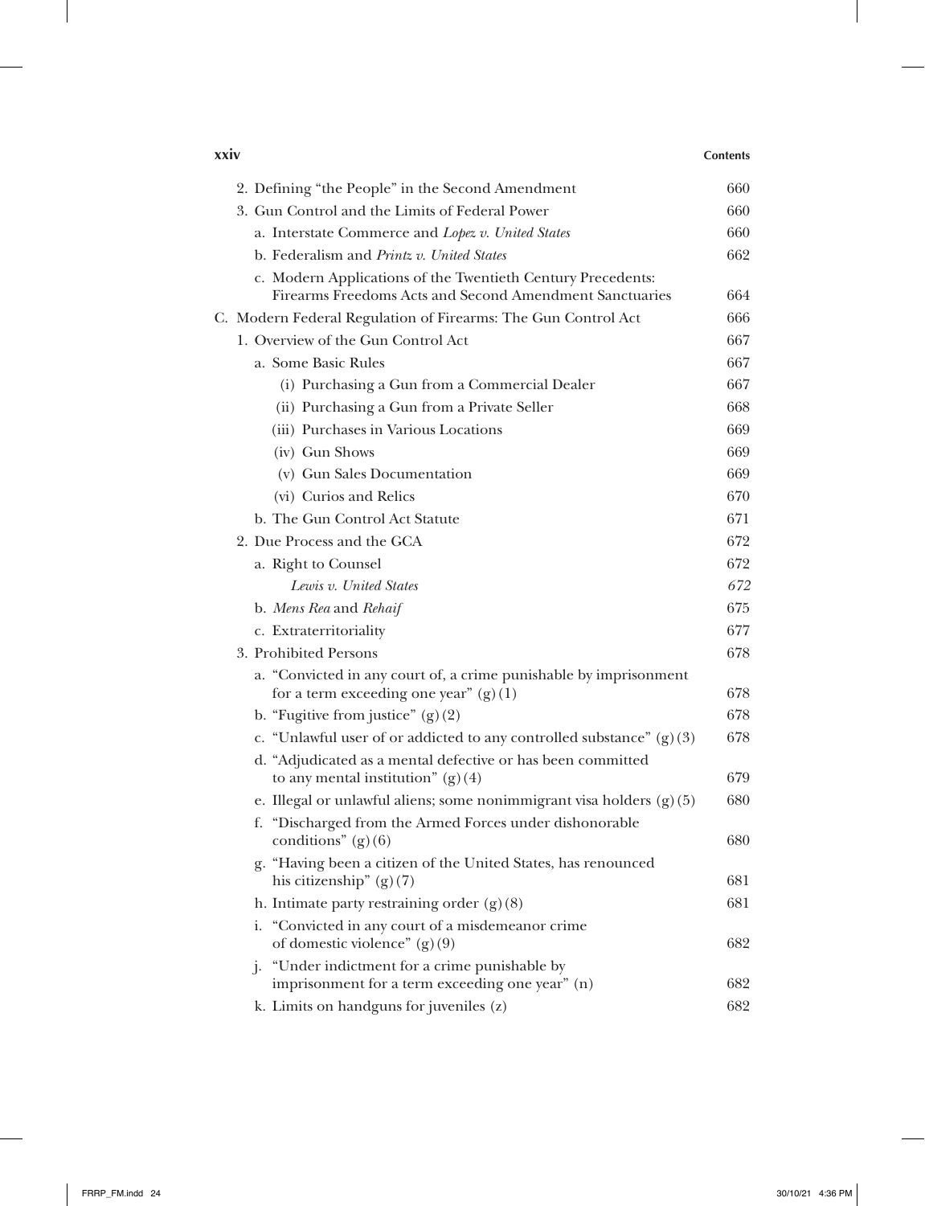2. Defining "the People" in the Second Amendment 660
3. Gun Control and the Limits of Federal Power 660
    a. Interstate Commerce and *Lopez v. United States* 660
    b. Federalism and *Printz v. United States* 662
    c. Modern Applications of the Twentieth Century Precedents: Firearms Freedoms Acts and Second Amendment Sanctuaries 664

C. Modern Federal Regulation of Firearms: The Gun Control Act 666
1. Overview of the Gun Control Act 667
    a. Some Basic Rules 667
        (i) Purchasing a Gun from a Commercial Dealer 667
        (ii) Purchasing a Gun from a Private Seller 668
        (iii) Purchases in Various Locations 669
        (iv) Gun Shows 669
        (v) Gun Sales Documentation 669
        (vi) Curios and Relics 670
    b. The Gun Control Act Statute 671
2. Due Process and the GCA 672
    a. Right to Counsel 672
        *Lewis v. United States* 672
    b. *Mens Rea* and *Rehaif* 675
    c. Extraterritoriality 677
3. Prohibited Persons 678
    a. "Convicted in any court of, a crime punishable by imprisonment for a term exceeding one year" (g)(1) 678
    b. "Fugitive from justice" (g)(2) 678
    c. "Unlawful user of or addicted to any controlled substance" (g)(3) 678
    d. "Adjudicated as a mental defective or has been committed to any mental institution" (g)(4) 679
    e. Illegal or unlawful aliens; some nonimmigrant visa holders (g)(5) 680
    f. "Discharged from the Armed Forces under dishonorable conditions" (g)(6) 680
    g. "Having been a citizen of the United States, has renounced his citizenship" (g)(7) 681
    h. Intimate party restraining order (g)(8) 681
    i. "Convicted in any court of a misdemeanor crime of domestic violence" (g)(9) 682
    j. "Under indictment for a crime punishable by imprisonment for a term exceeding one year" (n) 682
    k. Limits on handguns for juveniles (z) 682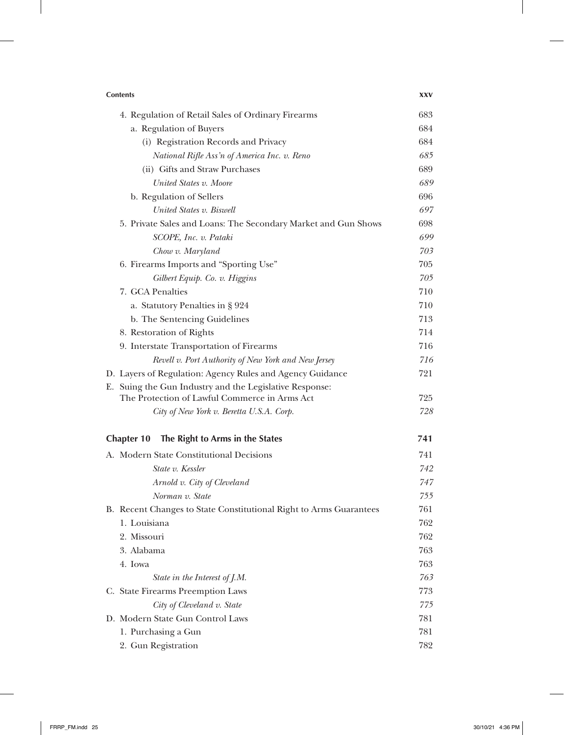4. Regulation of Retail Sales of Ordinary Firearms 683

a. Regulation of Buyers 684

(i) Registration Records and Privacy 684

*National Rifle Ass'n of America Inc. v. Reno* 685

(ii) Gifts and Straw Purchases 689

*United States v. Moore* 689

b. Regulation of Sellers 696

*United States v. Biswell* 697

5. Private Sales and Loans: The Secondary Market and Gun Shows 698

*SCOPE, Inc. v. Pataki* 699

*Chow v. Maryland* 703

6. Firearms Imports and "Sporting Use" 705

*Gilbert Equip. Co. v. Higgins* 705

7. GCA Penalties 710

a. Statutory Penalties in § 924 710

b. The Sentencing Guidelines 713

8. Restoration of Rights 714

9. Interstate Transportation of Firearms 716

*Revell v. Port Authority of New York and New Jersey* 716

D. Layers of Regulation: Agency Rules and Agency Guidance 721

E. Suing the Gun Industry and the Legislative Response: The Protection of Lawful Commerce in Arms Act 725

*City of New York v. Beretta U.S.A. Corp.* 728

## Chapter 10 The Right to Arms in the States 741

A. Modern State Constitutional Decisions 741

*State v. Kessler* 742

*Arnold v. City of Cleveland* 747

*Norman v. State* 755

B. Recent Changes to State Constitutional Right to Arms Guarantees 761

1. Louisiana 762

2. Missouri 762

3. Alabama 763

4. Iowa 763

*State in the Interest of J.M.* 763

C. State Firearms Preemption Laws 773

*City of Cleveland v. State* 775

D. Modern State Gun Control Laws 781

1. Purchasing a Gun 781

2. Gun Registration 782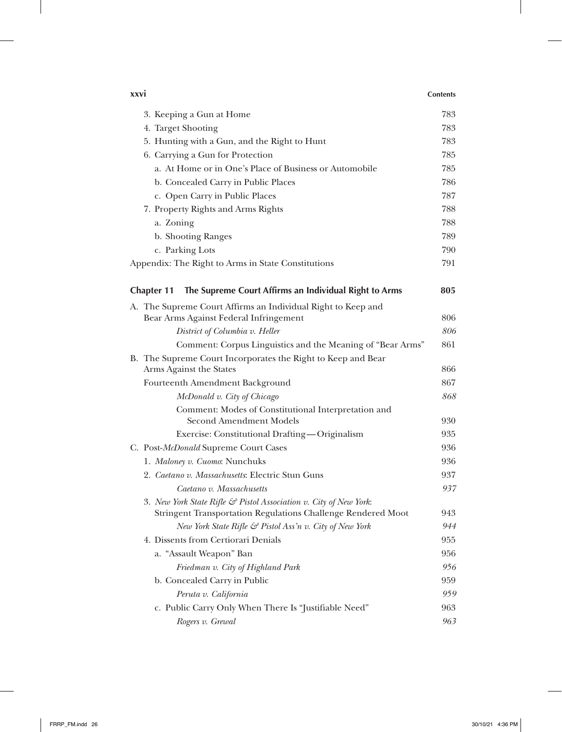3. Keeping a Gun at Home 783
4. Target Shooting 783
5. Hunting with a Gun, and the Right to Hunt 783
6. Carrying a Gun for Protection 785
   a. At Home or in One's Place of Business or Automobile 785
   b. Concealed Carry in Public Places 786
   c. Open Carry in Public Places 787
7. Property Rights and Arms Rights 788
   a. Zoning 788
   b. Shooting Ranges 789
   c. Parking Lots 790

Appendix: The Right to Arms in State Constitutions 791

**Chapter 11 The Supreme Court Affirms an Individual Right to Arms 805**

A. The Supreme Court Affirms an Individual Right to Keep and Bear Arms Against Federal Infringement 806
   *District of Columbia v. Heller* *806*
   Comment: Corpus Linguistics and the Meaning of "Bear Arms" 861

B. The Supreme Court Incorporates the Right to Keep and Bear Arms Against the States 866
   Fourteenth Amendment Background 867
   *McDonald v. City of Chicago* *868*
   Comment: Modes of Constitutional Interpretation and Second Amendment Models 930
   Exercise: Constitutional Drafting—Originalism 935

C. Post-*McDonald* Supreme Court Cases 936
   1. *Maloney v. Cuomo*: Nunchuks 936
   2. *Caetano v. Massachusetts*: Electric Stun Guns 937
      *Caetano v. Massachusetts* *937*
   3. *New York State Rifle & Pistol Association v. City of New York*: Stringent Transportation Regulations Challenge Rendered Moot 943
      *New York State Rifle & Pistol Ass'n v. City of New York* *944*
   4. Dissents from Certiorari Denials 955
      a. "Assault Weapon" Ban 956
         *Friedman v. City of Highland Park* *956*
      b. Concealed Carry in Public 959
         *Peruta v. California* *959*
      c. Public Carry Only When There Is "Justifiable Need" 963
         *Rogers v. Grewal* *963*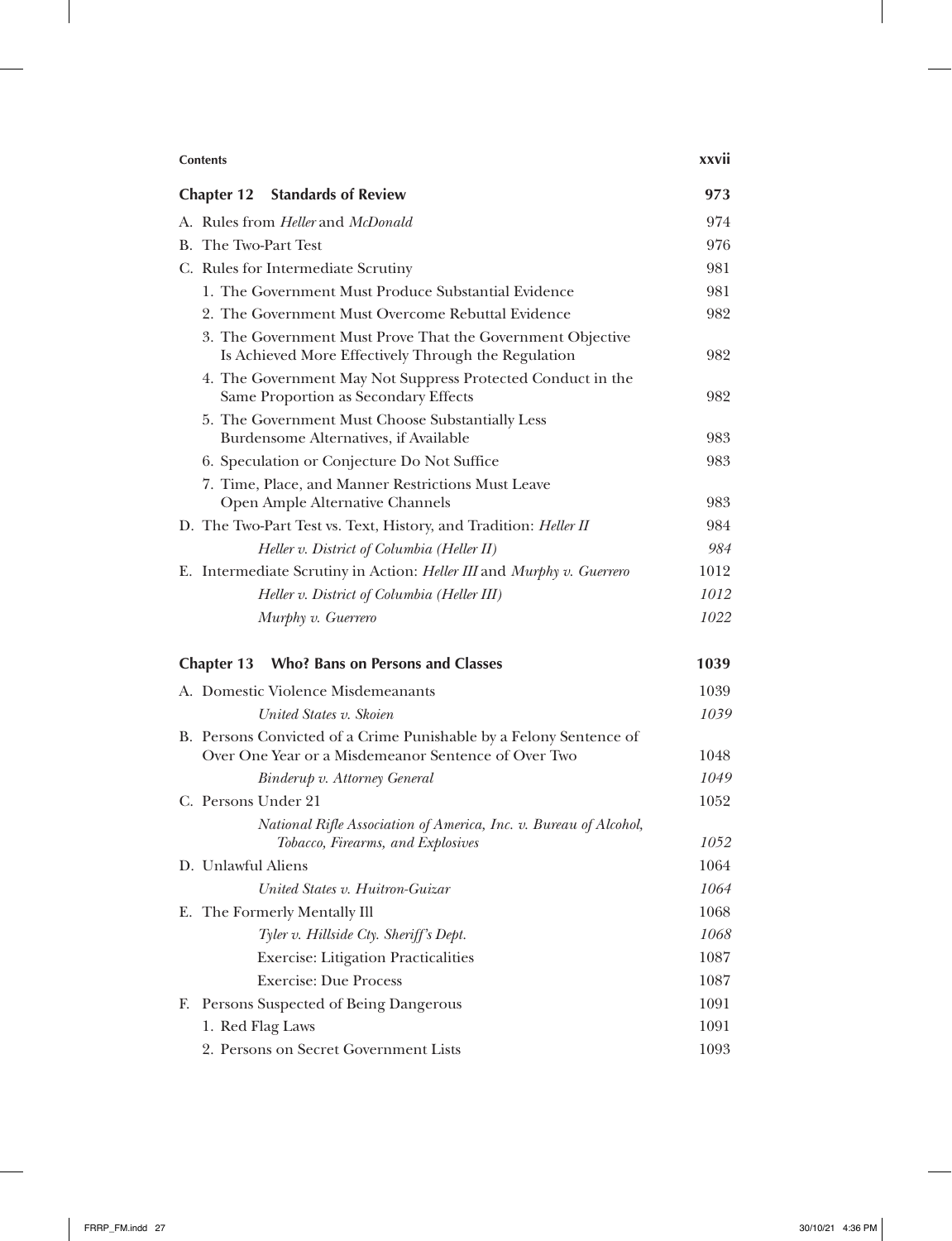## Chapter 12 Standards of Review — 973

A. Rules from *Heller* and *McDonald* — 974

B. The Two-Part Test — 976

C. Rules for Intermediate Scrutiny — 981

1. The Government Must Produce Substantial Evidence — 981
2. The Government Must Overcome Rebuttal Evidence — 982
3. The Government Must Prove That the Government Objective Is Achieved More Effectively Through the Regulation — 982
4. The Government May Not Suppress Protected Conduct in the Same Proportion as Secondary Effects — 982
5. The Government Must Choose Substantially Less Burdensome Alternatives, if Available — 983
6. Speculation or Conjecture Do Not Suffice — 983
7. Time, Place, and Manner Restrictions Must Leave Open Ample Alternative Channels — 983

D. The Two-Part Test vs. Text, History, and Tradition: *Heller II* — 984

*Heller v. District of Columbia (Heller II)* — *984*

E. Intermediate Scrutiny in Action: *Heller III* and *Murphy v. Guerrero* — 1012

*Heller v. District of Columbia (Heller III)* — *1012*

*Murphy v. Guerrero* — *1022*

## Chapter 13 Who? Bans on Persons and Classes — 1039

A. Domestic Violence Misdemeanants — 1039

*United States v. Skoien* — *1039*

B. Persons Convicted of a Crime Punishable by a Felony Sentence of Over One Year or a Misdemeanor Sentence of Over Two — 1048

*Binderup v. Attorney General* — *1049*

C. Persons Under 21 — 1052

*National Rifle Association of America, Inc. v. Bureau of Alcohol, Tobacco, Firearms, and Explosives* — *1052*

D. Unlawful Aliens — 1064

*United States v. Huitron-Guizar* — *1064*

E. The Formerly Mentally Ill — 1068

*Tyler v. Hillside Cty. Sheriff's Dept.* — *1068*

Exercise: Litigation Practicalities — 1087

Exercise: Due Process — 1087

F. Persons Suspected of Being Dangerous — 1091

1. Red Flag Laws — 1091
2. Persons on Secret Government Lists — 1093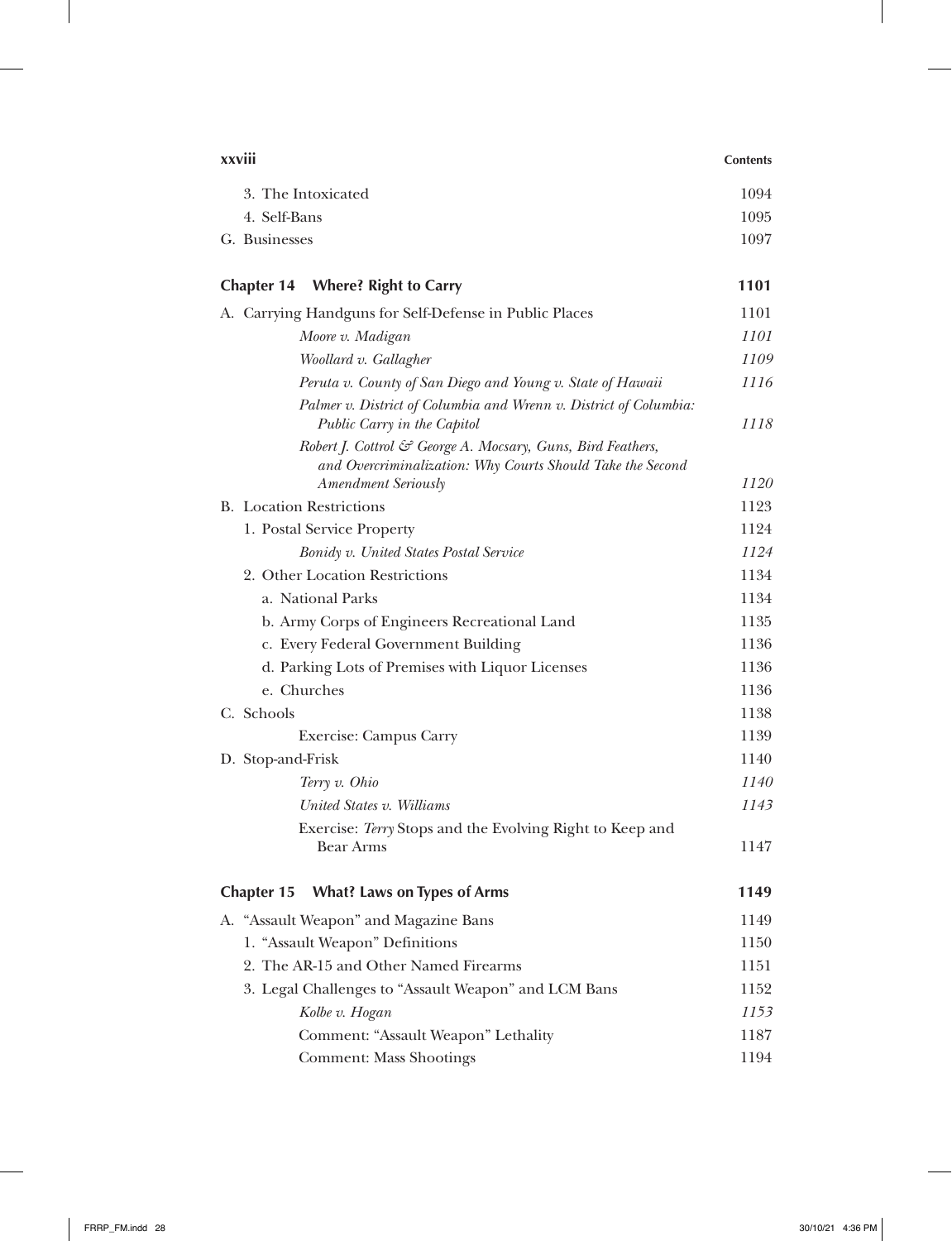3. The Intoxicated 1094
4. Self-Bans 1095

G. Businesses 1097

## Chapter 14 Where? Right to Carry 1101

A. Carrying Handguns for Self-Defense in Public Places 1101

- *Moore v. Madigan* *1101*
- *Woollard v. Gallagher* *1109*
- *Peruta v. County of San Diego and Young v. State of Hawaii* *1116*
- *Palmer v. District of Columbia and Wrenn v. District of Columbia: Public Carry in the Capitol* 1118
- *Robert J. Cottrol & George A. Mocsary, Guns, Bird Feathers, and Overcriminalization: Why Courts Should Take the Second Amendment Seriously* 1120

B. Location Restrictions 1123

1. Postal Service Property 1124
   - *Bonidy v. United States Postal Service* *1124*
2. Other Location Restrictions 1134
   - a. National Parks 1134
   - b. Army Corps of Engineers Recreational Land 1135
   - c. Every Federal Government Building 1136
   - d. Parking Lots of Premises with Liquor Licenses 1136
   - e. Churches 1136

C. Schools 1138

- Exercise: Campus Carry 1139

D. Stop-and-Frisk 1140

- *Terry v. Ohio* *1140*
- *United States v. Williams* *1143*
- Exercise: *Terry* Stops and the Evolving Right to Keep and Bear Arms 1147

## Chapter 15 What? Laws on Types of Arms 1149

A. "Assault Weapon" and Magazine Bans 1149

1. "Assault Weapon" Definitions 1150
2. The AR-15 and Other Named Firearms 1151
3. Legal Challenges to "Assault Weapon" and LCM Bans 1152
   - *Kolbe v. Hogan* *1153*
   - Comment: "Assault Weapon" Lethality 1187
   - Comment: Mass Shootings 1194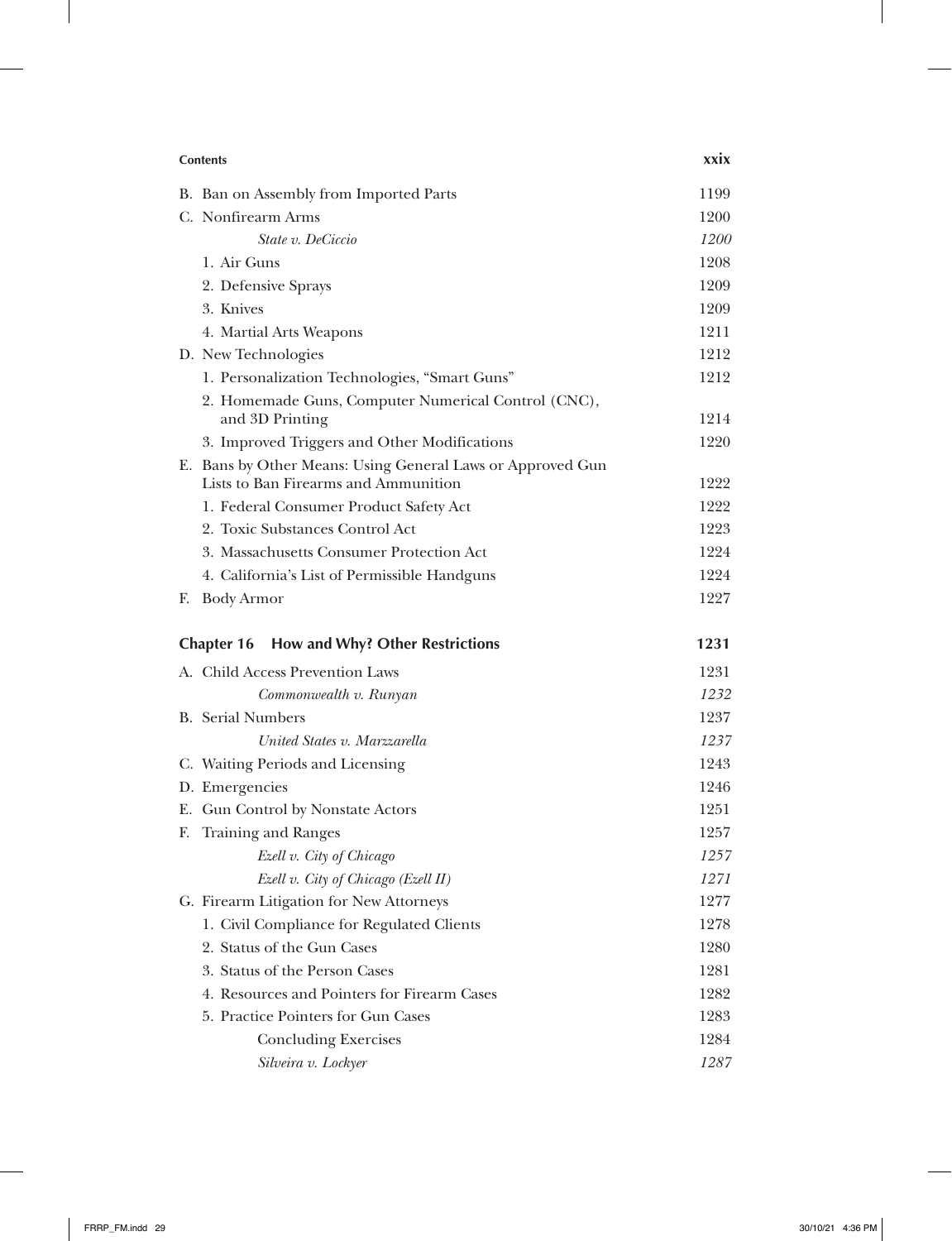B. Ban on Assembly from Imported Parts 1199

C. Nonfirearm Arms 1200

*State v. DeCiccio* *1200*

1. Air Guns 1208
2. Defensive Sprays 1209
3. Knives 1209
4. Martial Arts Weapons 1211

D. New Technologies 1212

1. Personalization Technologies, "Smart Guns" 1212
2. Homemade Guns, Computer Numerical Control (CNC), and 3D Printing 1214
3. Improved Triggers and Other Modifications 1220

E. Bans by Other Means: Using General Laws or Approved Gun Lists to Ban Firearms and Ammunition 1222

1. Federal Consumer Product Safety Act 1222
2. Toxic Substances Control Act 1223
3. Massachusetts Consumer Protection Act 1224
4. California's List of Permissible Handguns 1224

F. Body Armor 1227

## Chapter 16 How and Why? Other Restrictions 1231

A. Child Access Prevention Laws 1231

*Commonwealth v. Runyan* *1232*

B. Serial Numbers 1237

*United States v. Marzzarella* *1237*

C. Waiting Periods and Licensing 1243

D. Emergencies 1246

E. Gun Control by Nonstate Actors 1251

F. Training and Ranges 1257

*Ezell v. City of Chicago* *1257*

*Ezell v. City of Chicago (Ezell II)* *1271*

G. Firearm Litigation for New Attorneys 1277

1. Civil Compliance for Regulated Clients 1278
2. Status of the Gun Cases 1280
3. Status of the Person Cases 1281
4. Resources and Pointers for Firearm Cases 1282
5. Practice Pointers for Gun Cases 1283

Concluding Exercises 1284

*Silveira v. Lockyer* *1287*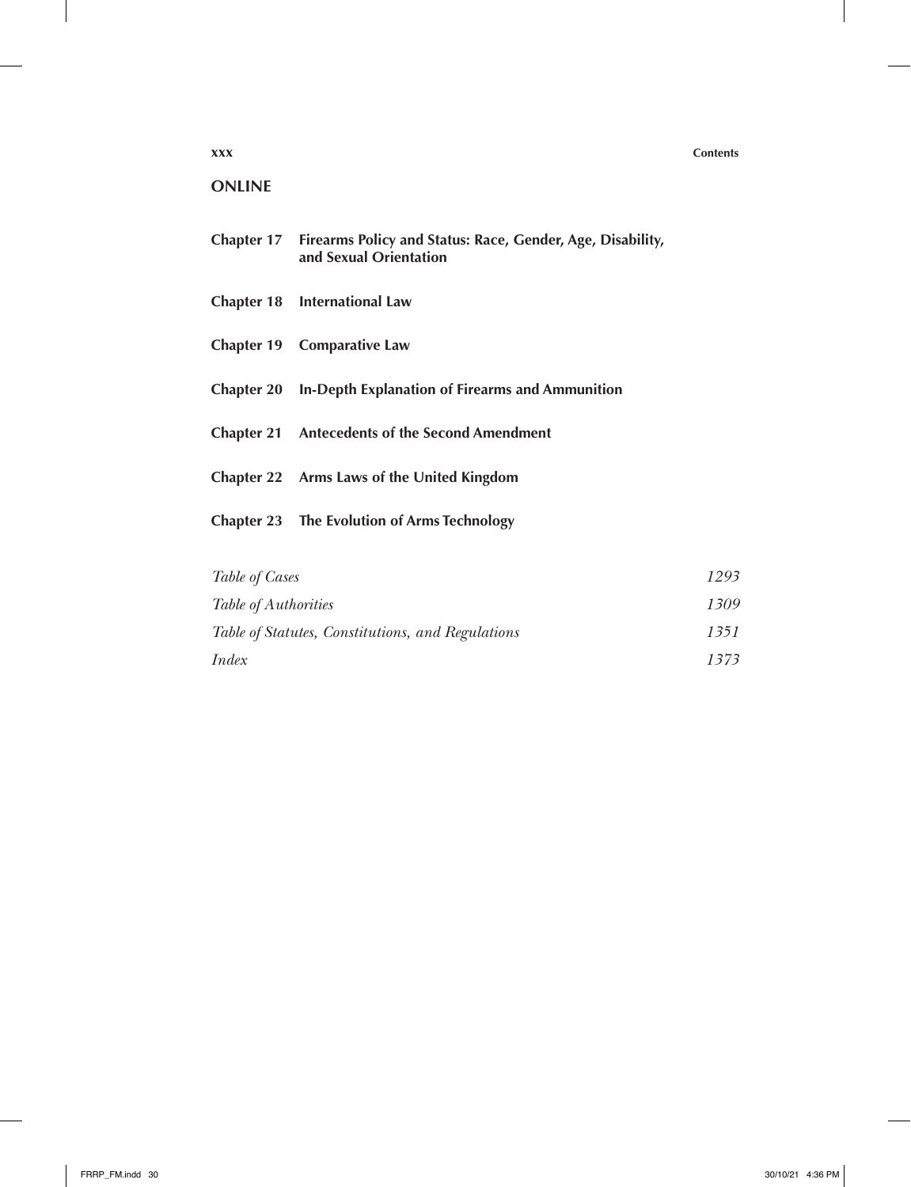## ONLINE

**Chapter 17 Firearms Policy and Status: Race, Gender, Age, Disability, and Sexual Orientation**

**Chapter 18 International Law**

**Chapter 19 Comparative Law**

**Chapter 20 In-Depth Explanation of Firearms and Ammunition**

**Chapter 21 Antecedents of the Second Amendment**

**Chapter 22 Arms Laws of the United Kingdom**

**Chapter 23 The Evolution of Arms Technology**

| | |
|---|---|
| *Table of Cases* | *1293* |
| *Table of Authorities* | *1309* |
| *Table of Statutes, Constitutions, and Regulations* | *1351* |
| *Index* | *1373* |